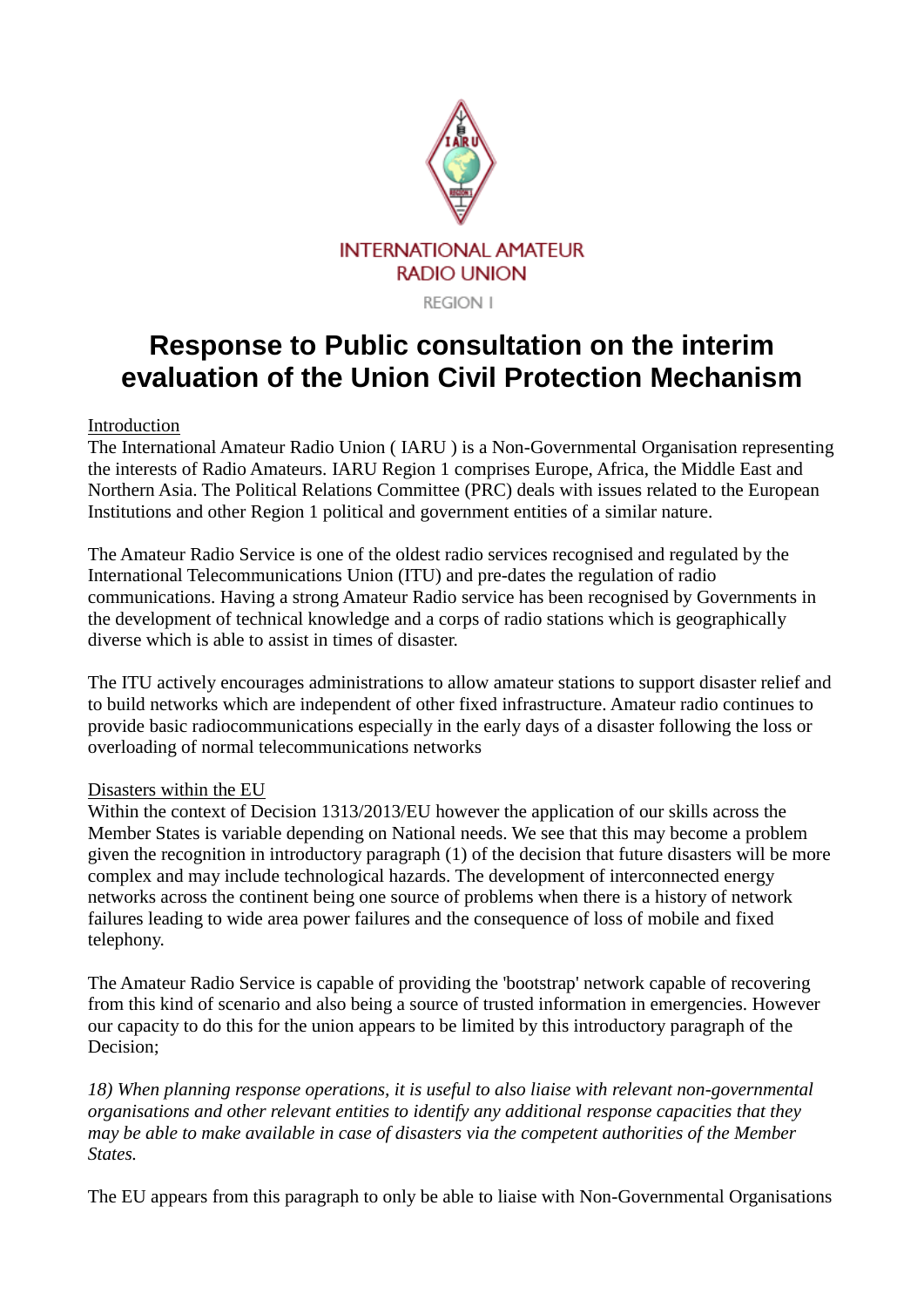INTERNATIONAL AMATEUR RADIO UNION

REGION I

# Response to Public consultation on the interim evaluation of the Union Civil Protection Mechanism

Introduction

The International Amateur Radio Union ( IARU ) is a Non-Governmental Organisation representing the interests of Radio Amateurs. IARU Region 1 comprises Europe, Africa, the Middle East and Northern Asia. The Political Relations Committee (PRC) deals with issues related to the European Institutions and other Region 1 political and government entities of a similar nature.

The Amateur Radio Service is one of the oldest radio services recognised and regulated by the International Telecommunications Union (ITU) and pre-dates the regulation of radio communications. Having a strong Amateur Radio service has been recognised by Governments in the development of technical knowledge and a corps of radio stations which is geographically diverse which is able to assist in times of disaster.

The ITU actively encourages administrations to allow amateur stations to support disaster relief and to build networks which are independent of other fixed infrastructure. Amateur radio continues to provide basic radiocommunications especially in the early days of a disaster following the loss or overloading of normal telecommunications networks

Disasters within the EU

Within the context of Decision 1313/2013/EU however the application of our skills across the Member States is variable depending on National needs. We see that this may become a problem given the recognition in introductory paragraph (1) of the decision that future disasters will be more complex and may include technological hazards. The development of interconnected energy networks across the continent being one source of problems when there is a history of network failures leading to wide area power failures and the consequence of loss of mobile and fixed telephony.

The Amateur Radio Service is capable of providing the 'bootstrap' network capable of recovering from this kind of scenario and also being a source of trusted information in emergencies. However our capacity to do this for the union appears to be limited by this introductory paragraph of the Decision;

*18) When planning response operations, it is useful to also liaise with relevant non-governmental organisations and other relevant entities to identify any additional response capacities that they may be able to make available in case of disasters via the competent authorities of the Member States.*

The EU appears from this paragraph to only be able to liaise with Non-Governmental Organisations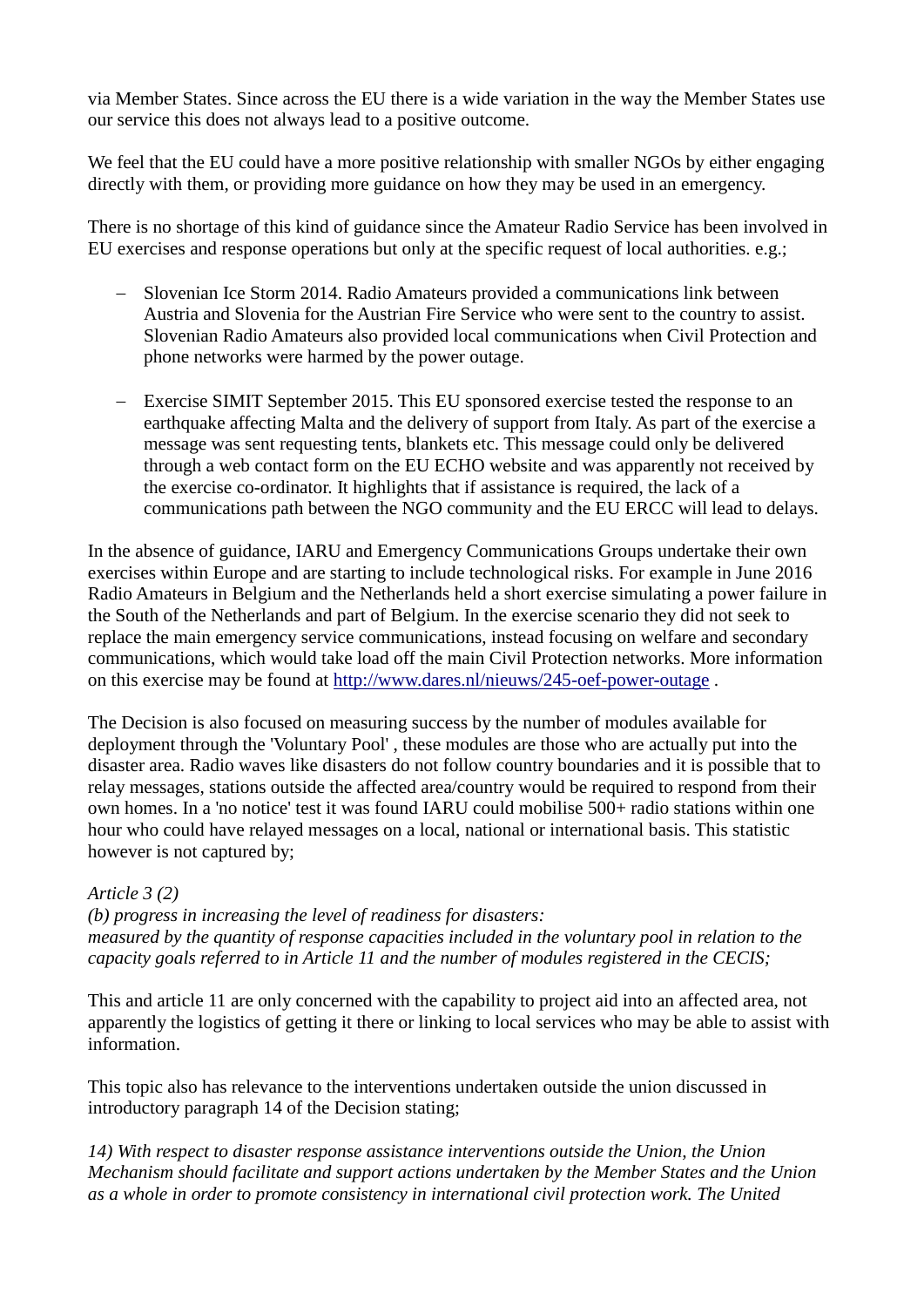via Member States. Since across the EU there is a wide variation in the way the Member States use our service this does not always lead to a positive outcome.

We feel that the EU could have a more positive relationship with smaller NGOs by either engaging directly with them, or providing more guidance on how they may be used in an emergency.

There is no shortage of this kind of guidance since the Amateur Radio Service has been involved in EU exercises and response operations but only at the specific request of local authorities. e.g.;

- Slovenian Ice Storm 2014. Radio Amateurs provided a communications link between Austria and Slovenia for the Austrian Fire Service who were sent to the country to assist. Slovenian Radio Amateurs also provided local communications when Civil Protection and phone networks were harmed by the power outage.

- Exercise SIMIT September 2015. This EU sponsored exercise tested the response to an earthquake affecting Malta and the delivery of support from Italy. As part of the exercise a message was sent requesting tents, blankets etc. This message could only be delivered through a web contact form on the EU ECHO website and was apparently not received by the exercise co-ordinator. It highlights that if assistance is required, the lack of a communications path between the NGO community and the EU ERCC will lead to delays.

In the absence of guidance, IARU and Emergency Communications Groups undertake their own exercises within Europe and are starting to include technological risks. For example in June 2016 Radio Amateurs in Belgium and the Netherlands held a short exercise simulating a power failure in the South of the Netherlands and part of Belgium. In the exercise scenario they did not seek to replace the main emergency service communications, instead focusing on welfare and secondary communications, which would take load off the main Civil Protection networks. More information on this exercise may be found at http://www.dares.nl/nieuws/245-oef-power-outage .

The Decision is also focused on measuring success by the number of modules available for deployment through the 'Voluntary Pool' , these modules are those who are actually put into the disaster area. Radio waves like disasters do not follow country boundaries and it is possible that to relay messages, stations outside the affected area/country would be required to respond from their own homes. In a 'no notice' test it was found IARU could mobilise 500+ radio stations within one hour who could have relayed messages on a local, national or international basis. This statistic however is not captured by;

*Article 3 (2)*
*(b) progress in increasing the level of readiness for disasters:*
*measured by the quantity of response capacities included in the voluntary pool in relation to the capacity goals referred to in Article 11 and the number of modules registered in the CECIS;*

This and article 11 are only concerned with the capability to project aid into an affected area, not apparently the logistics of getting it there or linking to local services who may be able to assist with information.

This topic also has relevance to the interventions undertaken outside the union discussed in introductory paragraph 14 of the Decision stating;

*14) With respect to disaster response assistance interventions outside the Union, the Union Mechanism should facilitate and support actions undertaken by the Member States and the Union as a whole in order to promote consistency in international civil protection work. The United*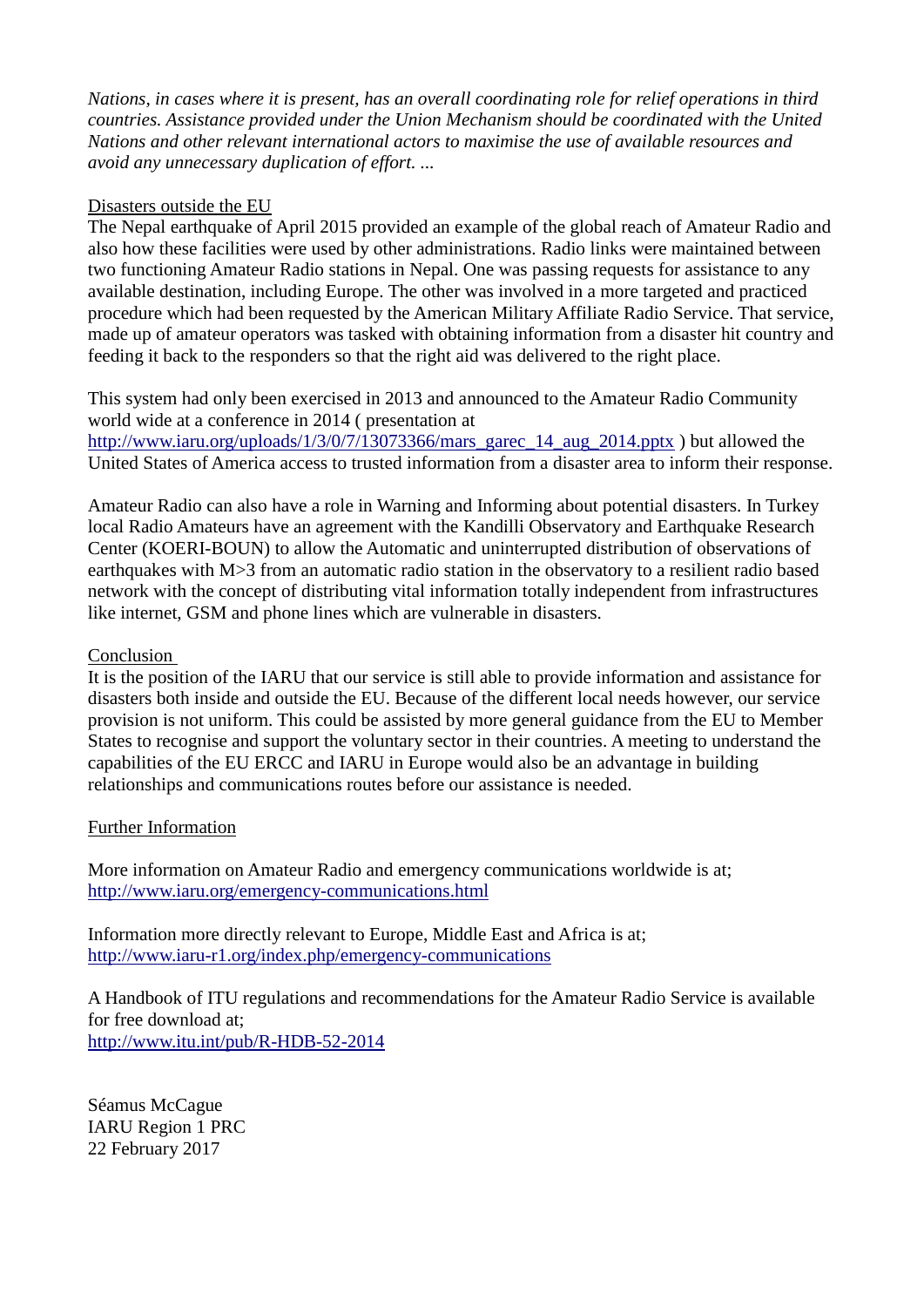*Nations, in cases where it is present, has an overall coordinating role for relief operations in third countries. Assistance provided under the Union Mechanism should be coordinated with the United Nations and other relevant international actors to maximise the use of available resources and avoid any unnecessary duplication of effort. ...*

Disasters outside the EU

The Nepal earthquake of April 2015 provided an example of the global reach of Amateur Radio and also how these facilities were used by other administrations. Radio links were maintained between two functioning Amateur Radio stations in Nepal. One was passing requests for assistance to any available destination, including Europe. The other was involved in a more targeted and practiced procedure which had been requested by the American Military Affiliate Radio Service. That service, made up of amateur operators was tasked with obtaining information from a disaster hit country and feeding it back to the responders so that the right aid was delivered to the right place.

This system had only been exercised in 2013 and announced to the Amateur Radio Community world wide at a conference in 2014 ( presentation at http://www.iaru.org/uploads/1/3/0/7/13073366/mars_garec_14_aug_2014.pptx ) but allowed the United States of America access to trusted information from a disaster area to inform their response.

Amateur Radio can also have a role in Warning and Informing about potential disasters. In Turkey local Radio Amateurs have an agreement with the Kandilli Observatory and Earthquake Research Center (KOERI-BOUN) to allow the Automatic and uninterrupted distribution of observations of earthquakes with M>3 from an automatic radio station in the observatory to a resilient radio based network with the concept of distributing vital information totally independent from infrastructures like internet, GSM and phone lines which are vulnerable in disasters.

Conclusion

It is the position of the IARU that our service is still able to provide information and assistance for disasters both inside and outside the EU. Because of the different local needs however, our service provision is not uniform. This could be assisted by more general guidance from the EU to Member States to recognise and support the voluntary sector in their countries. A meeting to understand the capabilities of the EU ERCC and IARU in Europe would also be an advantage in building relationships and communications routes before our assistance is needed.

Further Information

More information on Amateur Radio and emergency communications worldwide is at;
http://www.iaru.org/emergency-communications.html

Information more directly relevant to Europe, Middle East and Africa is at;
http://www.iaru-r1.org/index.php/emergency-communications

A Handbook of ITU regulations and recommendations for the Amateur Radio Service is available for free download at;
http://www.itu.int/pub/R-HDB-52-2014

Séamus McCague
IARU Region 1 PRC
22 February 2017